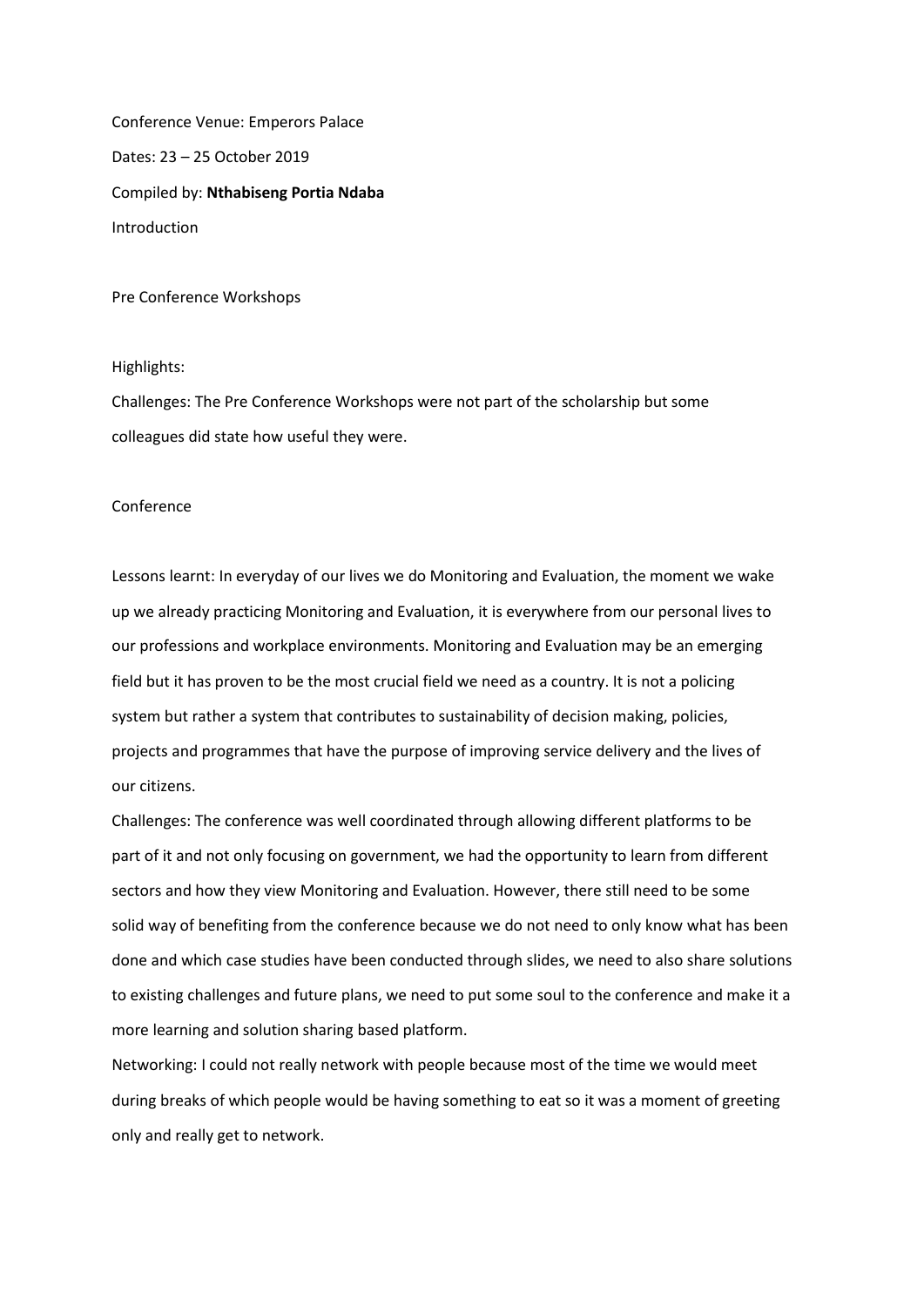Conference Venue: Emperors Palace

Dates: 23 – 25 October 2019

Compiled by: **Nthabiseng Portia Ndaba**

Introduction

Pre Conference Workshops

Highlights:

Challenges: The Pre Conference Workshops were not part of the scholarship but some colleagues did state how useful they were.

Conference

Lessons learnt: In everyday of our lives we do Monitoring and Evaluation, the moment we wake up we already practicing Monitoring and Evaluation, it is everywhere from our personal lives to our professions and workplace environments. Monitoring and Evaluation may be an emerging field but it has proven to be the most crucial field we need as a country. It is not a policing system but rather a system that contributes to sustainability of decision making, policies, projects and programmes that have the purpose of improving service delivery and the lives of our citizens.

Challenges: The conference was well coordinated through allowing different platforms to be part of it and not only focusing on government, we had the opportunity to learn from different sectors and how they view Monitoring and Evaluation. However, there still need to be some solid way of benefiting from the conference because we do not need to only know what has been done and which case studies have been conducted through slides, we need to also share solutions to existing challenges and future plans, we need to put some soul to the conference and make it a more learning and solution sharing based platform.

Networking: I could not really network with people because most of the time we would meet during breaks of which people would be having something to eat so it was a moment of greeting only and really get to network.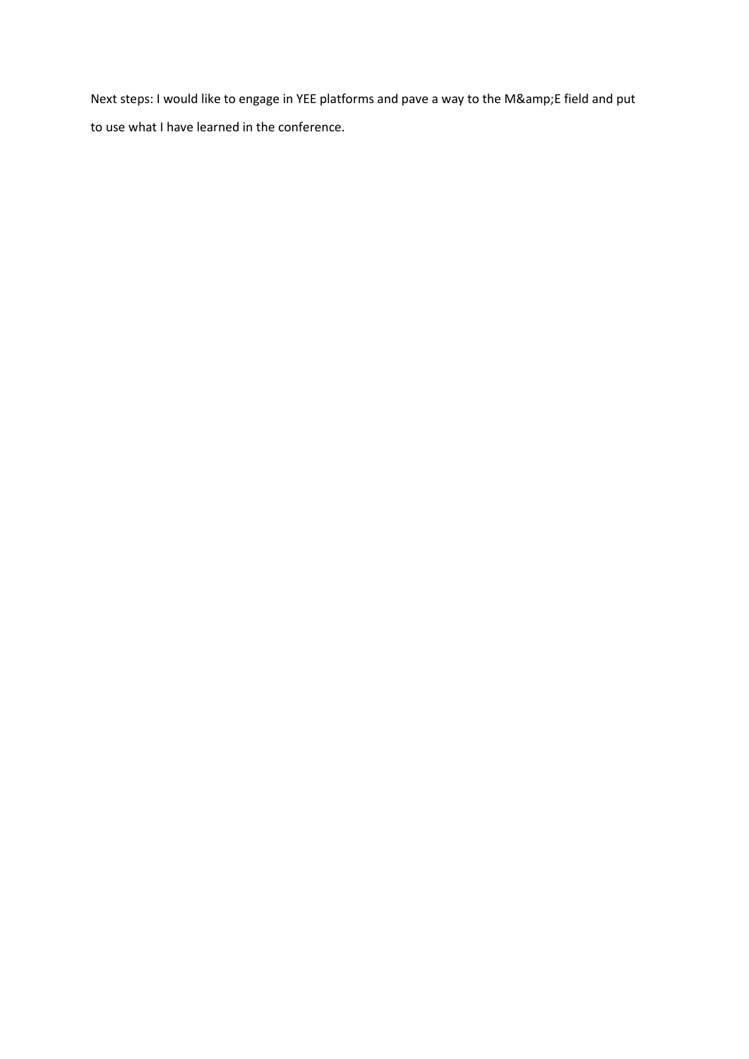Next steps: I would like to engage in YEE platforms and pave a way to the M&amp;E field and put to use what I have learned in the conference.